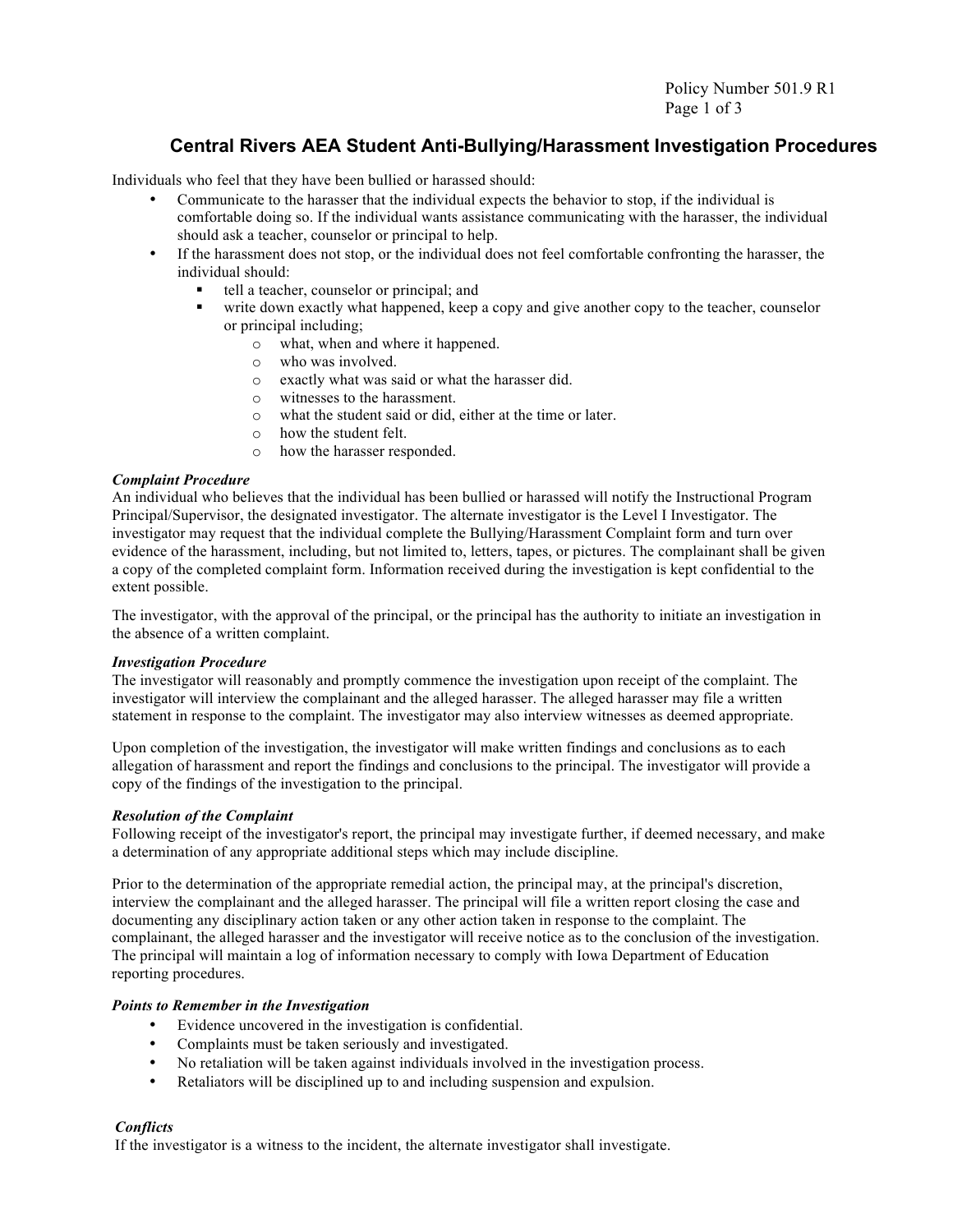Policy Number 501.9 R1

# Central Rivers AEA Student Anti-Bullying/Harassment Investigation Procedures

Individuals who feel that they have been bullied or harassed should:

- Communicate to the harasser that the individual expects the behavior to stop, if the individual is comfortable doing so. If the individual wants assistance communicating with the harasser, the individual should ask a teacher, counselor or principal to help.
- If the harassment does not stop, or the individual does not feel comfortable confronting the harasser, the individual should:
  - tell a teacher, counselor or principal; and
  - write down exactly what happened, keep a copy and give another copy to the teacher, counselor or principal including;
    - what, when and where it happened.
    - who was involved.
    - exactly what was said or what the harasser did.
    - witnesses to the harassment.
    - what the student said or did, either at the time or later.
    - how the student felt.
    - how the harasser responded.

### *Complaint Procedure*

An individual who believes that the individual has been bullied or harassed will notify the Instructional Program Principal/Supervisor, the designated investigator. The alternate investigator is the Level I Investigator. The investigator may request that the individual complete the Bullying/Harassment Complaint form and turn over evidence of the harassment, including, but not limited to, letters, tapes, or pictures. The complainant shall be given a copy of the completed complaint form. Information received during the investigation is kept confidential to the extent possible.

The investigator, with the approval of the principal, or the principal has the authority to initiate an investigation in the absence of a written complaint.

### *Investigation Procedure*

The investigator will reasonably and promptly commence the investigation upon receipt of the complaint. The investigator will interview the complainant and the alleged harasser. The alleged harasser may file a written statement in response to the complaint. The investigator may also interview witnesses as deemed appropriate.

Upon completion of the investigation, the investigator will make written findings and conclusions as to each allegation of harassment and report the findings and conclusions to the principal. The investigator will provide a copy of the findings of the investigation to the principal.

### *Resolution of the Complaint*

Following receipt of the investigator's report, the principal may investigate further, if deemed necessary, and make a determination of any appropriate additional steps which may include discipline.

Prior to the determination of the appropriate remedial action, the principal may, at the principal's discretion, interview the complainant and the alleged harasser. The principal will file a written report closing the case and documenting any disciplinary action taken or any other action taken in response to the complaint. The complainant, the alleged harasser and the investigator will receive notice as to the conclusion of the investigation. The principal will maintain a log of information necessary to comply with Iowa Department of Education reporting procedures.

### *Points to Remember in the Investigation*

- Evidence uncovered in the investigation is confidential.
- Complaints must be taken seriously and investigated.
- No retaliation will be taken against individuals involved in the investigation process.
- Retaliators will be disciplined up to and including suspension and expulsion.

### *Conflicts*

If the investigator is a witness to the incident, the alternate investigator shall investigate.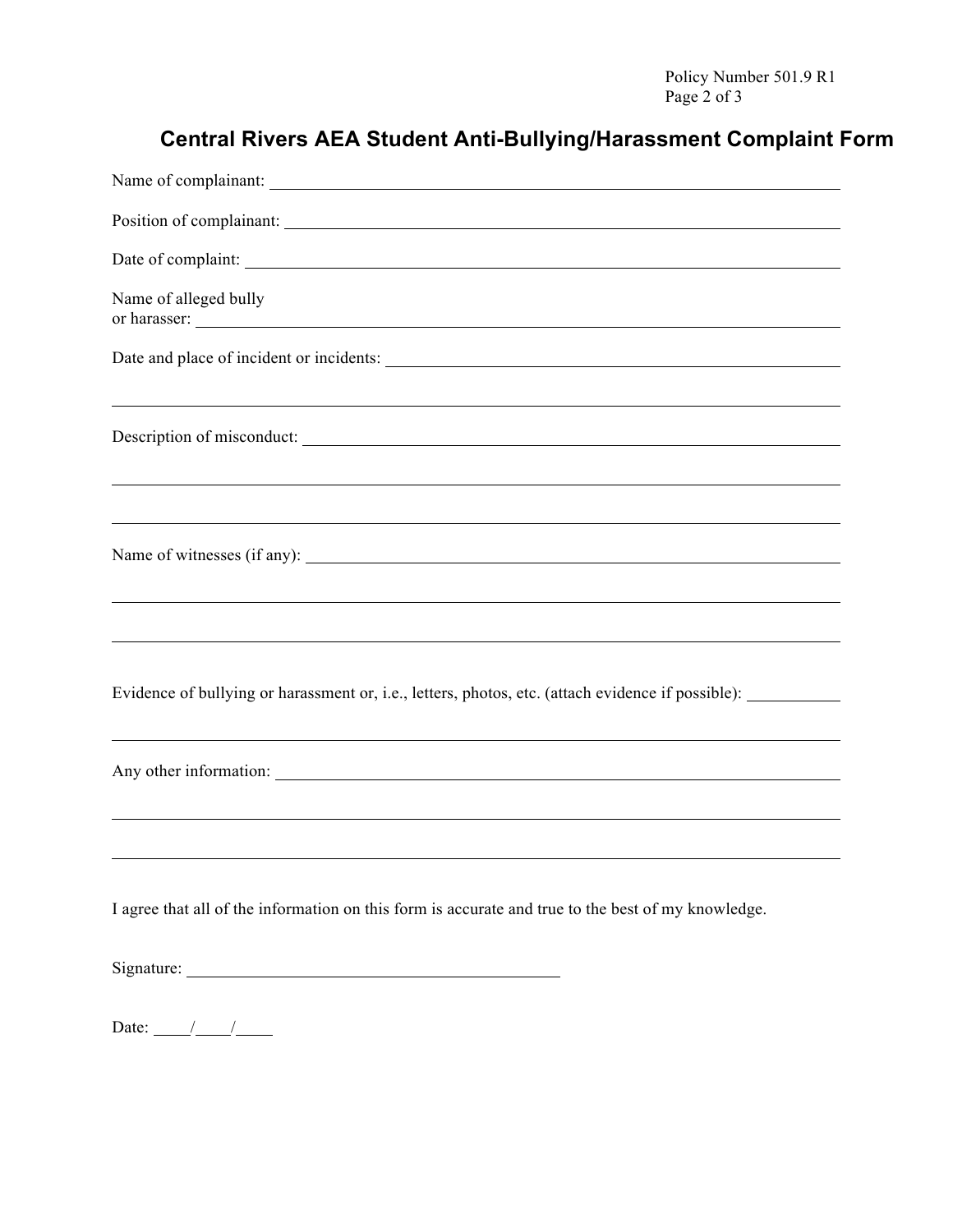Policy Number 501.9 R1

# Central Rivers AEA Student Anti-Bullying/Harassment Complaint Form

Name of complainant: ______________________________________________

Position of complainant: ______________________________________________

Date of complaint: ______________________________________________

Name of alleged bully
or harasser: ______________________________________________

Date and place of incident or incidents: ______________________________________________

______________________________________________

Description of misconduct: ______________________________________________

______________________________________________

______________________________________________

Name of witnesses (if any): ______________________________________________

______________________________________________

______________________________________________

Evidence of bullying or harassment or, i.e., letters, photos, etc. (attach evidence if possible): __________

______________________________________________

Any other information: ______________________________________________

______________________________________________

______________________________________________

I agree that all of the information on this form is accurate and true to the best of my knowledge.

Signature: ______________________________

Date: ____/____/____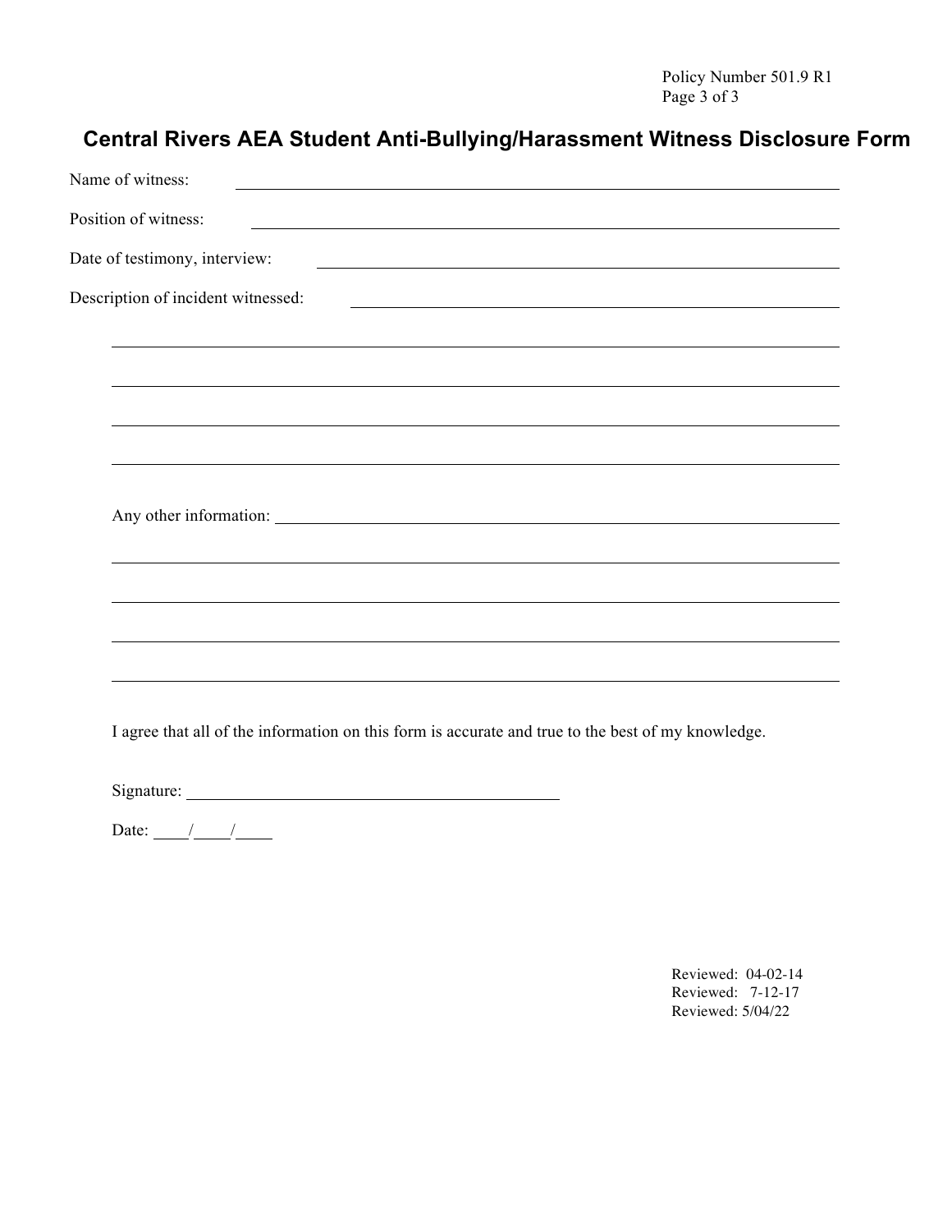Policy Number 501.9 R1

# Central Rivers AEA Student Anti-Bullying/Harassment Witness Disclosure Form

Name of witness: ______________________________________________

Position of witness: ______________________________________________

Date of testimony, interview: ______________________________________________

Description of incident witnessed: ______________________________________________

______________________________________________

______________________________________________

______________________________________________

______________________________________________

Any other information: ______________________________________________

______________________________________________

______________________________________________

______________________________________________

______________________________________________

I agree that all of the information on this form is accurate and true to the best of my knowledge.

Signature: ______________________________________________

Date: ____/____/____

Reviewed: 04-02-14
Reviewed: 7-12-17
Reviewed: 5/04/22